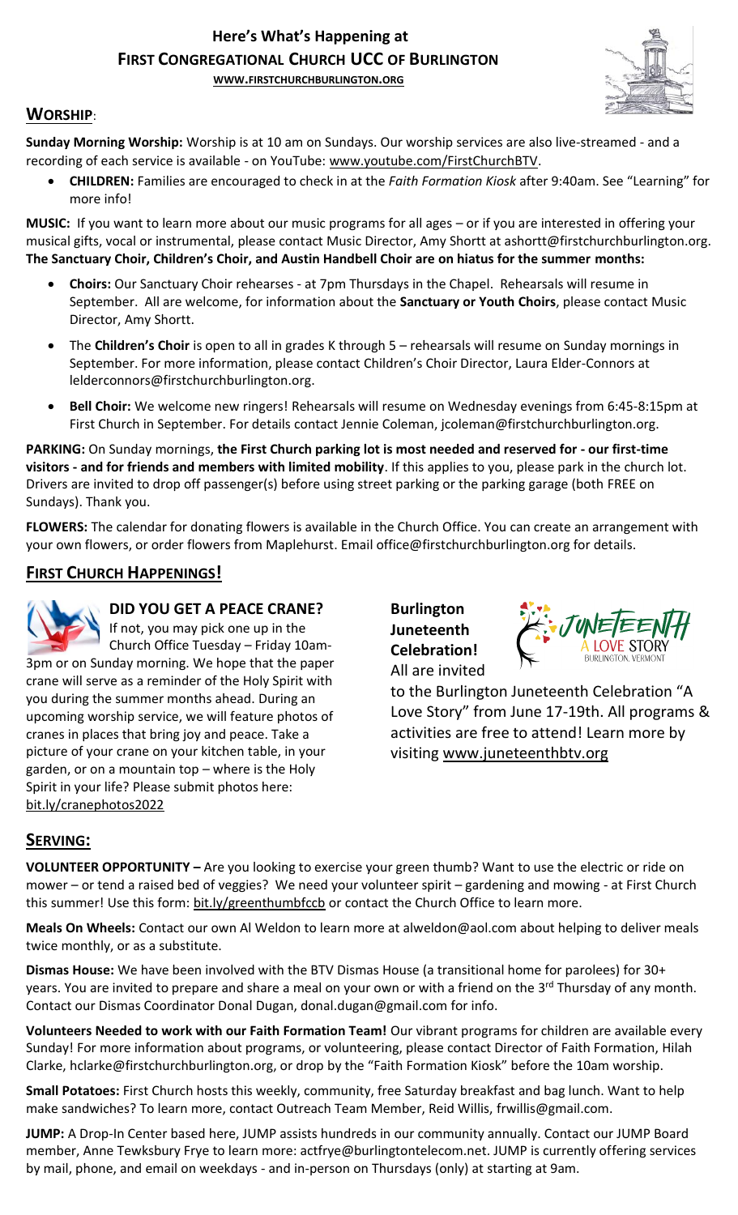# Here's What's Happening at FIRST CONGREGATIONAL CHURCH UCC OF BURLINGTON

**WWW.FIRSTCHURCHBURLINGTON.ORG**

## WORSHIP:

**Sunday Morning Worship:** Worship is at 10 am on Sundays. Our worship services are also live-streamed - and a recording of each service is available - on YouTube: www.youtube.com/FirstChurchBTV.

- **CHILDREN:** Families are encouraged to check in at the *Faith Formation Kiosk* after 9:40am. See "Learning" for more info!

**MUSIC:** If you want to learn more about our music programs for all ages – or if you are interested in offering your musical gifts, vocal or instrumental, please contact Music Director, Amy Shortt at ashortt@firstchurchburlington.org. **The Sanctuary Choir, Children's Choir, and Austin Handbell Choir are on hiatus for the summer months:**

- **Choirs:** Our Sanctuary Choir rehearses - at 7pm Thursdays in the Chapel. Rehearsals will resume in September. All are welcome, for information about the **Sanctuary or Youth Choirs**, please contact Music Director, Amy Shortt.
- The **Children's Choir** is open to all in grades K through 5 – rehearsals will resume on Sunday mornings in September. For more information, please contact Children's Choir Director, Laura Elder-Connors at lelderconnors@firstchurchburlington.org.
- **Bell Choir:** We welcome new ringers! Rehearsals will resume on Wednesday evenings from 6:45-8:15pm at First Church in September. For details contact Jennie Coleman, jcoleman@firstchurchburlington.org.

**PARKING:** On Sunday mornings, **the First Church parking lot is most needed and reserved for - our first-time visitors - and for friends and members with limited mobility**. If this applies to you, please park in the church lot. Drivers are invited to drop off passenger(s) before using street parking or the parking garage (both FREE on Sundays). Thank you.

**FLOWERS:** The calendar for donating flowers is available in the Church Office. You can create an arrangement with your own flowers, or order flowers from Maplehurst. Email office@firstchurchburlington.org for details.

## FIRST CHURCH HAPPENINGS!

### DID YOU GET A PEACE CRANE?

If not, you may pick one up in the Church Office Tuesday – Friday 10am-3pm or on Sunday morning. We hope that the paper crane will serve as a reminder of the Holy Spirit with you during the summer months ahead. During an upcoming worship service, we will feature photos of cranes in places that bring joy and peace. Take a picture of your crane on your kitchen table, in your garden, or on a mountain top – where is the Holy Spirit in your life? Please submit photos here: bit.ly/cranephotos2022

### Burlington Juneteenth Celebration!

All are invited to the Burlington Juneteenth Celebration "A Love Story" from June 17-19th. All programs & activities are free to attend! Learn more by visiting www.juneteenthbtv.org

## SERVING:

**VOLUNTEER OPPORTUNITY –** Are you looking to exercise your green thumb? Want to use the electric or ride on mower – or tend a raised bed of veggies? We need your volunteer spirit – gardening and mowing - at First Church this summer! Use this form: bit.ly/greenthumbfccb or contact the Church Office to learn more.

**Meals On Wheels:** Contact our own Al Weldon to learn more at alweldon@aol.com about helping to deliver meals twice monthly, or as a substitute.

**Dismas House:** We have been involved with the BTV Dismas House (a transitional home for parolees) for 30+ years. You are invited to prepare and share a meal on your own or with a friend on the 3rd Thursday of any month. Contact our Dismas Coordinator Donal Dugan, donal.dugan@gmail.com for info.

**Volunteers Needed to work with our Faith Formation Team!** Our vibrant programs for children are available every Sunday! For more information about programs, or volunteering, please contact Director of Faith Formation, Hilah Clarke, hclarke@firstchurchburlington.org, or drop by the "Faith Formation Kiosk" before the 10am worship.

**Small Potatoes:** First Church hosts this weekly, community, free Saturday breakfast and bag lunch. Want to help make sandwiches? To learn more, contact Outreach Team Member, Reid Willis, frwillis@gmail.com.

**JUMP:** A Drop-In Center based here, JUMP assists hundreds in our community annually. Contact our JUMP Board member, Anne Tewksbury Frye to learn more: actfrye@burlingtontelecom.net. JUMP is currently offering services by mail, phone, and email on weekdays - and in-person on Thursdays (only) at starting at 9am.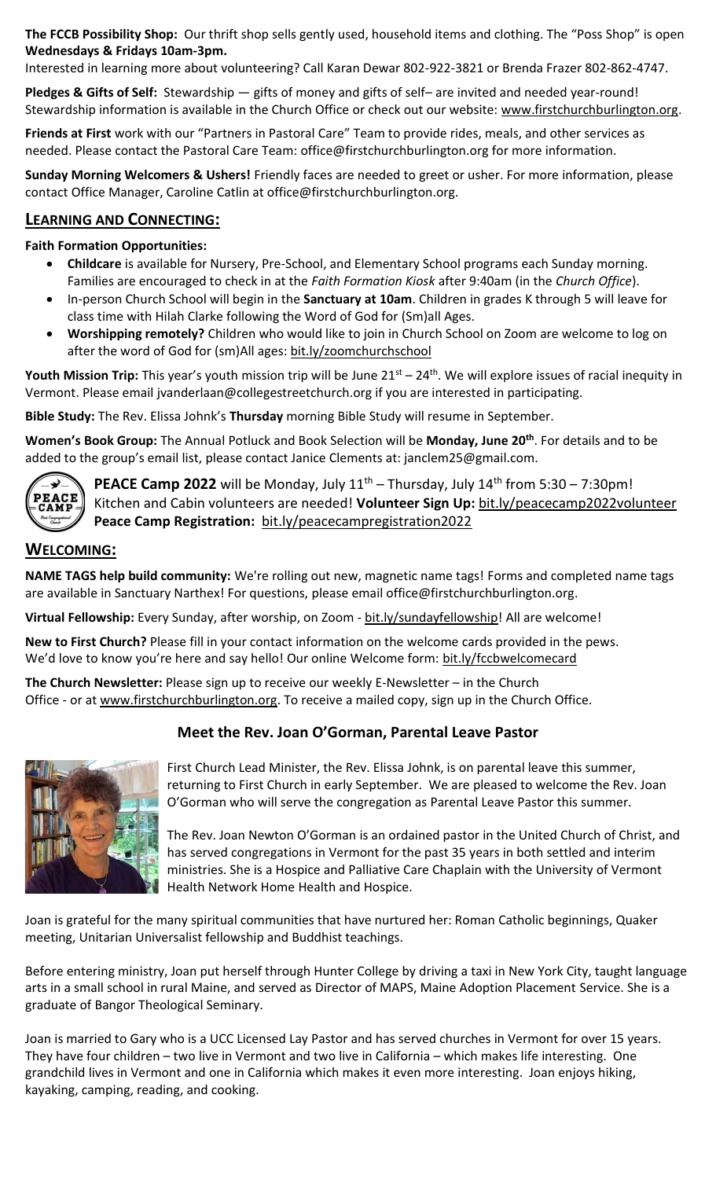**The FCCB Possibility Shop:** Our thrift shop sells gently used, household items and clothing. The "Poss Shop" is open **Wednesdays & Fridays 10am-3pm.**
Interested in learning more about volunteering? Call Karan Dewar 802-922-3821 or Brenda Frazer 802-862-4747.

**Pledges & Gifts of Self:** Stewardship — gifts of money and gifts of self– are invited and needed year-round! Stewardship information is available in the Church Office or check out our website: www.firstchurchburlington.org.

**Friends at First** work with our "Partners in Pastoral Care" Team to provide rides, meals, and other services as needed. Please contact the Pastoral Care Team: office@firstchurchburlington.org for more information.

**Sunday Morning Welcomers & Ushers!** Friendly faces are needed to greet or usher. For more information, please contact Office Manager, Caroline Catlin at office@firstchurchburlington.org.

## LEARNING AND CONNECTING:

**Faith Formation Opportunities:**

- **Childcare** is available for Nursery, Pre-School, and Elementary School programs each Sunday morning. Families are encouraged to check in at the *Faith Formation Kiosk* after 9:40am (in the *Church Office*).
- In-person Church School will begin in the **Sanctuary at 10am**. Children in grades K through 5 will leave for class time with Hilah Clarke following the Word of God for (Sm)all Ages.
- **Worshipping remotely?** Children who would like to join in Church School on Zoom are welcome to log on after the word of God for (sm)All ages: bit.ly/zoomchurchschool

**Youth Mission Trip:** This year's youth mission trip will be June 21st – 24th. We will explore issues of racial inequity in Vermont. Please email jvanderlaan@collegestreetchurch.org if you are interested in participating.

**Bible Study:** The Rev. Elissa Johnk's **Thursday** morning Bible Study will resume in September.

**Women's Book Group:** The Annual Potluck and Book Selection will be **Monday, June 20th**. For details and to be added to the group's email list, please contact Janice Clements at: janclem25@gmail.com.

**PEACE Camp 2022** will be Monday, July 11th – Thursday, July 14th from 5:30 – 7:30pm! Kitchen and Cabin volunteers are needed! **Volunteer Sign Up:** bit.ly/peacecamp2022volunteer
**Peace Camp Registration:** bit.ly/peacecampregistration2022

## WELCOMING:

**NAME TAGS help build community:** We're rolling out new, magnetic name tags! Forms and completed name tags are available in Sanctuary Narthex! For questions, please email office@firstchurchburlington.org.

**Virtual Fellowship:** Every Sunday, after worship, on Zoom - bit.ly/sundayfellowship! All are welcome!

**New to First Church?** Please fill in your contact information on the welcome cards provided in the pews. We'd love to know you're here and say hello! Our online Welcome form: bit.ly/fccbwelcomecard

**The Church Newsletter:** Please sign up to receive our weekly E-Newsletter – in the Church Office - or at www.firstchurchburlington.org. To receive a mailed copy, sign up in the Church Office.

### Meet the Rev. Joan O'Gorman, Parental Leave Pastor

First Church Lead Minister, the Rev. Elissa Johnk, is on parental leave this summer, returning to First Church in early September. We are pleased to welcome the Rev. Joan O'Gorman who will serve the congregation as Parental Leave Pastor this summer.

The Rev. Joan Newton O'Gorman is an ordained pastor in the United Church of Christ, and has served congregations in Vermont for the past 35 years in both settled and interim ministries. She is a Hospice and Palliative Care Chaplain with the University of Vermont Health Network Home Health and Hospice.

Joan is grateful for the many spiritual communities that have nurtured her: Roman Catholic beginnings, Quaker meeting, Unitarian Universalist fellowship and Buddhist teachings.

Before entering ministry, Joan put herself through Hunter College by driving a taxi in New York City, taught language arts in a small school in rural Maine, and served as Director of MAPS, Maine Adoption Placement Service. She is a graduate of Bangor Theological Seminary.

Joan is married to Gary who is a UCC Licensed Lay Pastor and has served churches in Vermont for over 15 years. They have four children – two live in Vermont and two live in California – which makes life interesting. One grandchild lives in Vermont and one in California which makes it even more interesting. Joan enjoys hiking, kayaking, camping, reading, and cooking.